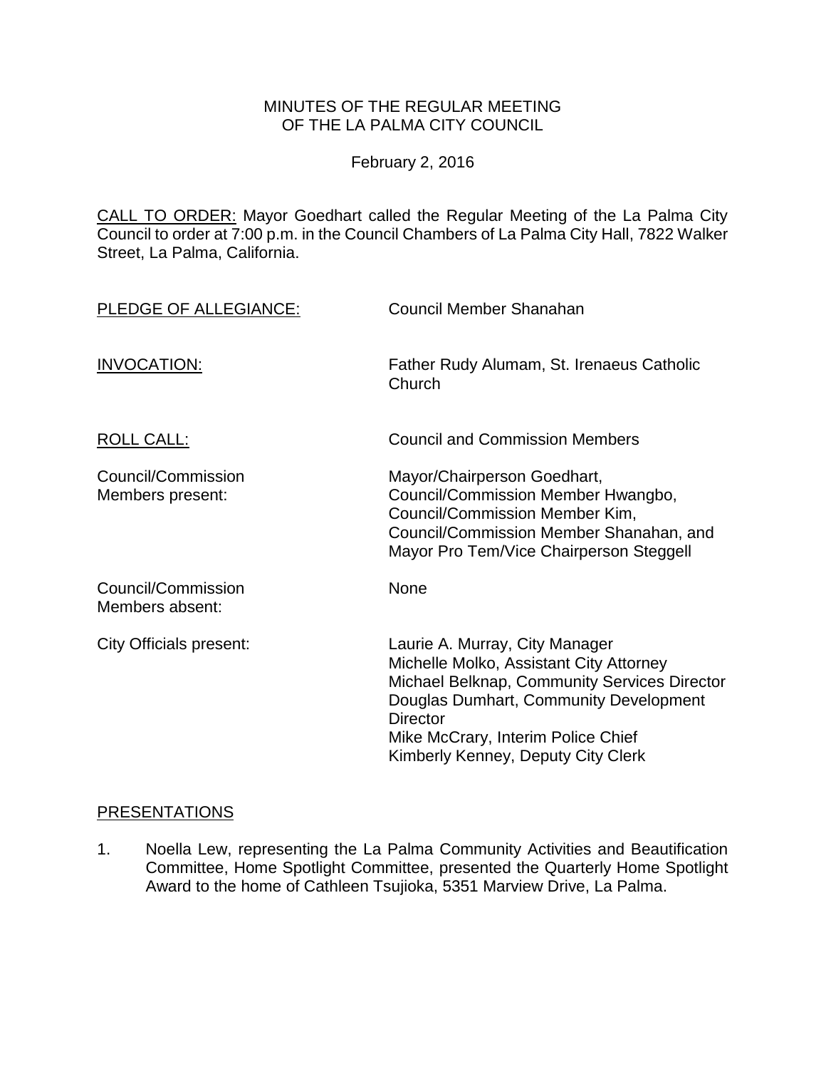# MINUTES OF THE REGULAR MEETING OF THE LA PALMA CITY COUNCIL

February 2, 2016

CALL TO ORDER: Mayor Goedhart called the Regular Meeting of the La Palma City Council to order at 7:00 p.m. in the Council Chambers of La Palma City Hall, 7822 Walker Street, La Palma, California.

PLEDGE OF ALLEGIANCE: Council Member Shanahan

INVOCATION: Father Rudy Alumam, St. Irenaeus Catholic Church

ROLL CALL: Council and Commission Members

Council/Commission Members present:
Mayor/Chairperson Goedhart,
Council/Commission Member Hwangbo,
Council/Commission Member Kim,
Council/Commission Member Shanahan, and
Mayor Pro Tem/Vice Chairperson Steggell

Council/Commission Members absent: None

City Officials present:
Laurie A. Murray, City Manager
Michelle Molko, Assistant City Attorney
Michael Belknap, Community Services Director
Douglas Dumhart, Community Development Director
Mike McCrary, Interim Police Chief
Kimberly Kenney, Deputy City Clerk

## PRESENTATIONS

1. Noella Lew, representing the La Palma Community Activities and Beautification Committee, Home Spotlight Committee, presented the Quarterly Home Spotlight Award to the home of Cathleen Tsujioka, 5351 Marview Drive, La Palma.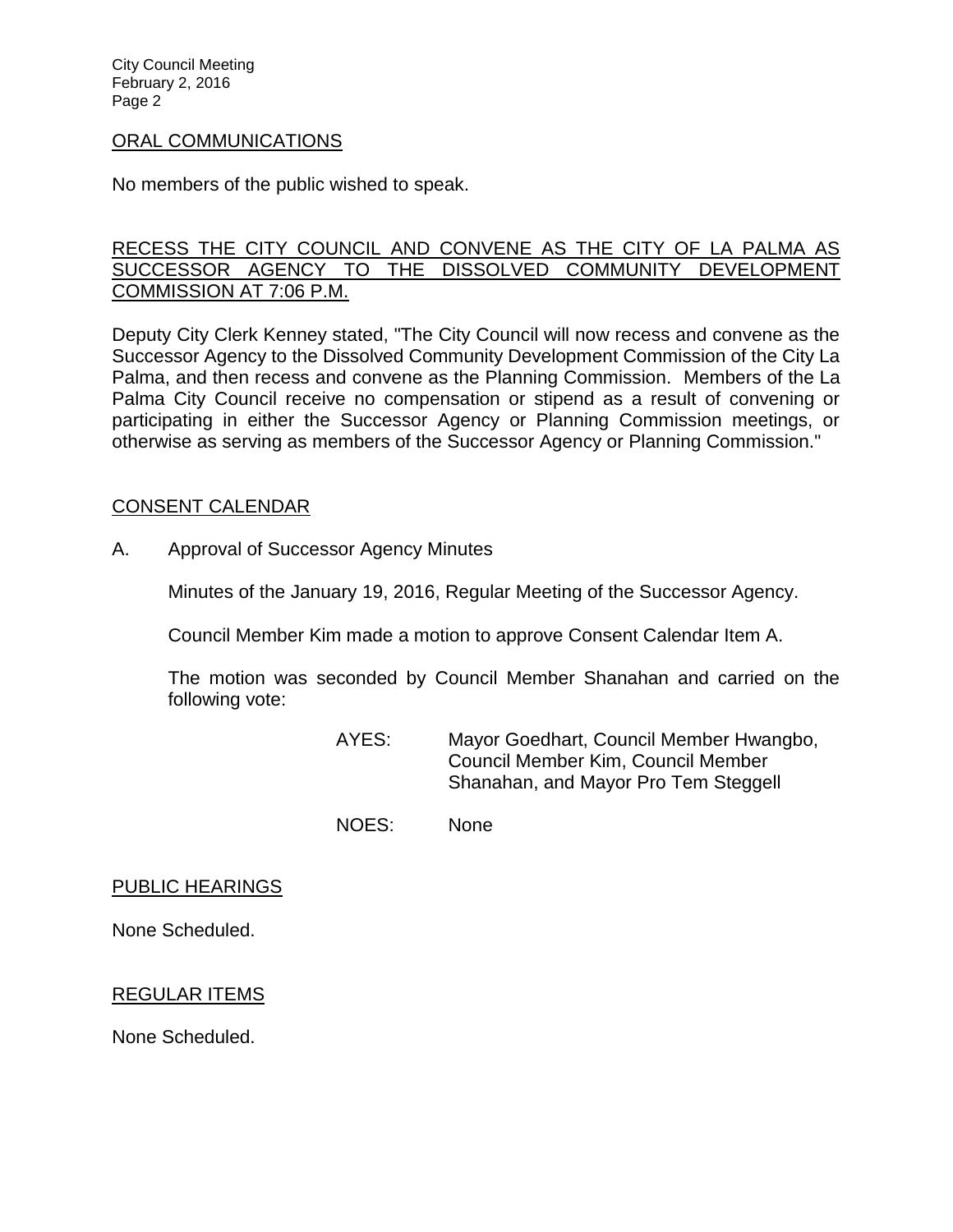## ORAL COMMUNICATIONS

No members of the public wished to speak.

## RECESS THE CITY COUNCIL AND CONVENE AS THE CITY OF LA PALMA AS SUCCESSOR AGENCY TO THE DISSOLVED COMMUNITY DEVELOPMENT COMMISSION AT 7:06 P.M.

Deputy City Clerk Kenney stated, "The City Council will now recess and convene as the Successor Agency to the Dissolved Community Development Commission of the City La Palma, and then recess and convene as the Planning Commission. Members of the La Palma City Council receive no compensation or stipend as a result of convening or participating in either the Successor Agency or Planning Commission meetings, or otherwise as serving as members of the Successor Agency or Planning Commission."

## CONSENT CALENDAR

A. Approval of Successor Agency Minutes

Minutes of the January 19, 2016, Regular Meeting of the Successor Agency.

Council Member Kim made a motion to approve Consent Calendar Item A.

The motion was seconded by Council Member Shanahan and carried on the following vote:

AYES: Mayor Goedhart, Council Member Hwangbo, Council Member Kim, Council Member Shanahan, and Mayor Pro Tem Steggell

NOES: None

## PUBLIC HEARINGS

None Scheduled.

## REGULAR ITEMS

None Scheduled.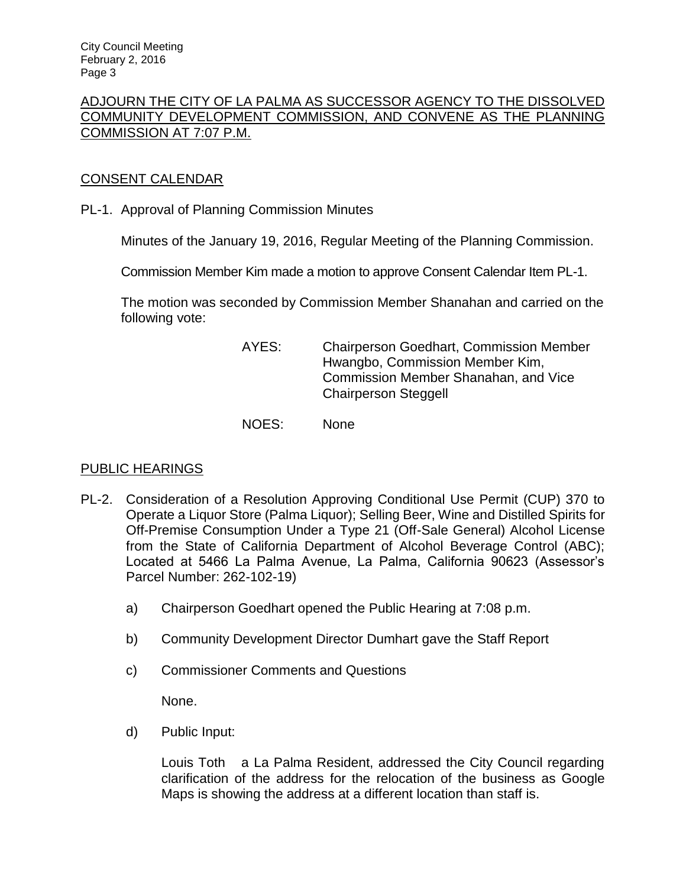ADJOURN THE CITY OF LA PALMA AS SUCCESSOR AGENCY TO THE DISSOLVED COMMUNITY DEVELOPMENT COMMISSION, AND CONVENE AS THE PLANNING COMMISSION AT 7:07 P.M.

CONSENT CALENDAR

PL-1. Approval of Planning Commission Minutes

Minutes of the January 19, 2016, Regular Meeting of the Planning Commission.

Commission Member Kim made a motion to approve Consent Calendar Item PL-1.

The motion was seconded by Commission Member Shanahan and carried on the following vote:

AYES: Chairperson Goedhart, Commission Member Hwangbo, Commission Member Kim, Commission Member Shanahan, and Vice Chairperson Steggell

NOES: None

PUBLIC HEARINGS

PL-2. Consideration of a Resolution Approving Conditional Use Permit (CUP) 370 to Operate a Liquor Store (Palma Liquor); Selling Beer, Wine and Distilled Spirits for Off-Premise Consumption Under a Type 21 (Off-Sale General) Alcohol License from the State of California Department of Alcohol Beverage Control (ABC); Located at 5466 La Palma Avenue, La Palma, California 90623 (Assessor's Parcel Number: 262-102-19)

a) Chairperson Goedhart opened the Public Hearing at 7:08 p.m.

b) Community Development Director Dumhart gave the Staff Report

c) Commissioner Comments and Questions

None.

d) Public Input:

Louis Toth a La Palma Resident, addressed the City Council regarding clarification of the address for the relocation of the business as Google Maps is showing the address at a different location than staff is.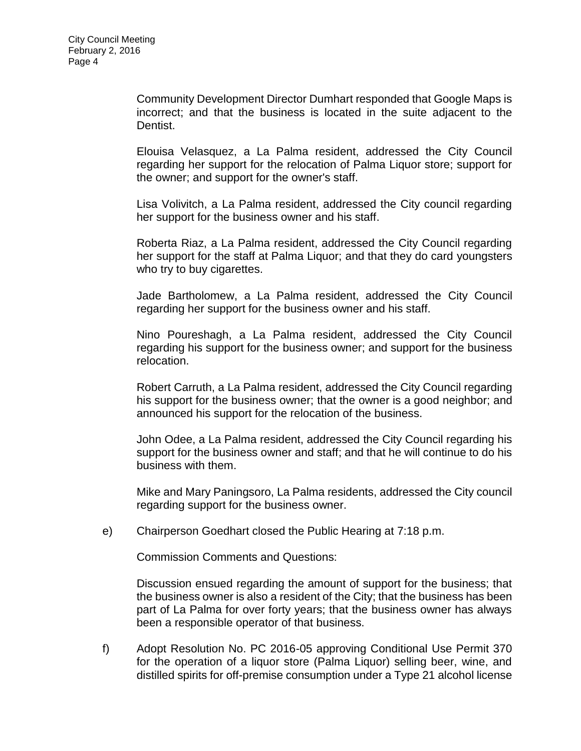Community Development Director Dumhart responded that Google Maps is incorrect; and that the business is located in the suite adjacent to the Dentist.

Elouisa Velasquez, a La Palma resident, addressed the City Council regarding her support for the relocation of Palma Liquor store; support for the owner; and support for the owner's staff.

Lisa Volivitch, a La Palma resident, addressed the City council regarding her support for the business owner and his staff.

Roberta Riaz, a La Palma resident, addressed the City Council regarding her support for the staff at Palma Liquor; and that they do card youngsters who try to buy cigarettes.

Jade Bartholomew, a La Palma resident, addressed the City Council regarding her support for the business owner and his staff.

Nino Poureshagh, a La Palma resident, addressed the City Council regarding his support for the business owner; and support for the business relocation.

Robert Carruth, a La Palma resident, addressed the City Council regarding his support for the business owner; that the owner is a good neighbor; and announced his support for the relocation of the business.

John Odee, a La Palma resident, addressed the City Council regarding his support for the business owner and staff; and that he will continue to do his business with them.

Mike and Mary Paningsoro, La Palma residents, addressed the City council regarding support for the business owner.

e) Chairperson Goedhart closed the Public Hearing at 7:18 p.m.

Commission Comments and Questions:

Discussion ensued regarding the amount of support for the business; that the business owner is also a resident of the City; that the business has been part of La Palma for over forty years; that the business owner has always been a responsible operator of that business.

f) Adopt Resolution No. PC 2016-05 approving Conditional Use Permit 370 for the operation of a liquor store (Palma Liquor) selling beer, wine, and distilled spirits for off-premise consumption under a Type 21 alcohol license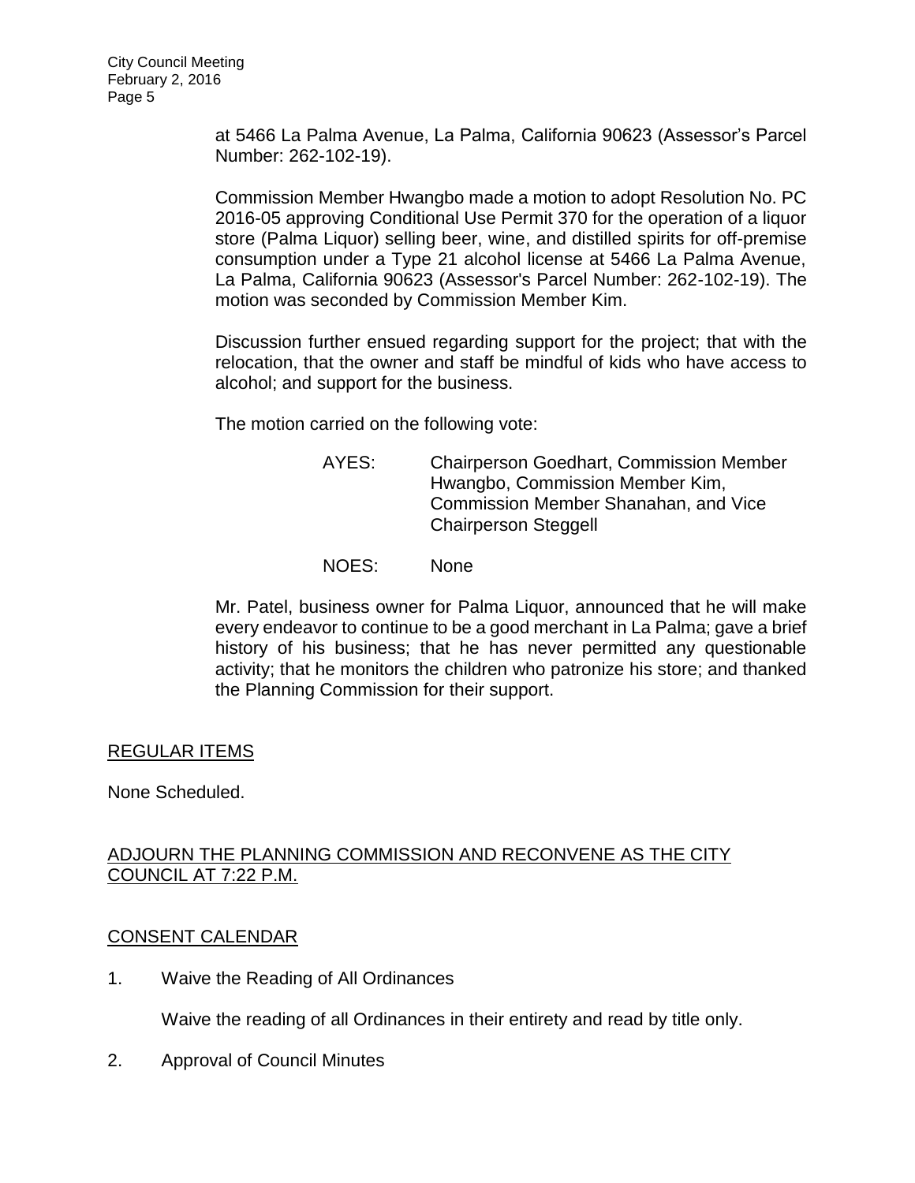at 5466 La Palma Avenue, La Palma, California 90623 (Assessor's Parcel Number: 262-102-19).

Commission Member Hwangbo made a motion to adopt Resolution No. PC 2016-05 approving Conditional Use Permit 370 for the operation of a liquor store (Palma Liquor) selling beer, wine, and distilled spirits for off-premise consumption under a Type 21 alcohol license at 5466 La Palma Avenue, La Palma, California 90623 (Assessor's Parcel Number: 262-102-19). The motion was seconded by Commission Member Kim.

Discussion further ensued regarding support for the project; that with the relocation, that the owner and staff be mindful of kids who have access to alcohol; and support for the business.

The motion carried on the following vote:

AYES: Chairperson Goedhart, Commission Member Hwangbo, Commission Member Kim, Commission Member Shanahan, and Vice Chairperson Steggell

NOES: None

Mr. Patel, business owner for Palma Liquor, announced that he will make every endeavor to continue to be a good merchant in La Palma; gave a brief history of his business; that he has never permitted any questionable activity; that he monitors the children who patronize his store; and thanked the Planning Commission for their support.

## REGULAR ITEMS

None Scheduled.

## ADJOURN THE PLANNING COMMISSION AND RECONVENE AS THE CITY COUNCIL AT 7:22 P.M.

## CONSENT CALENDAR

1. Waive the Reading of All Ordinances

   Waive the reading of all Ordinances in their entirety and read by title only.

2. Approval of Council Minutes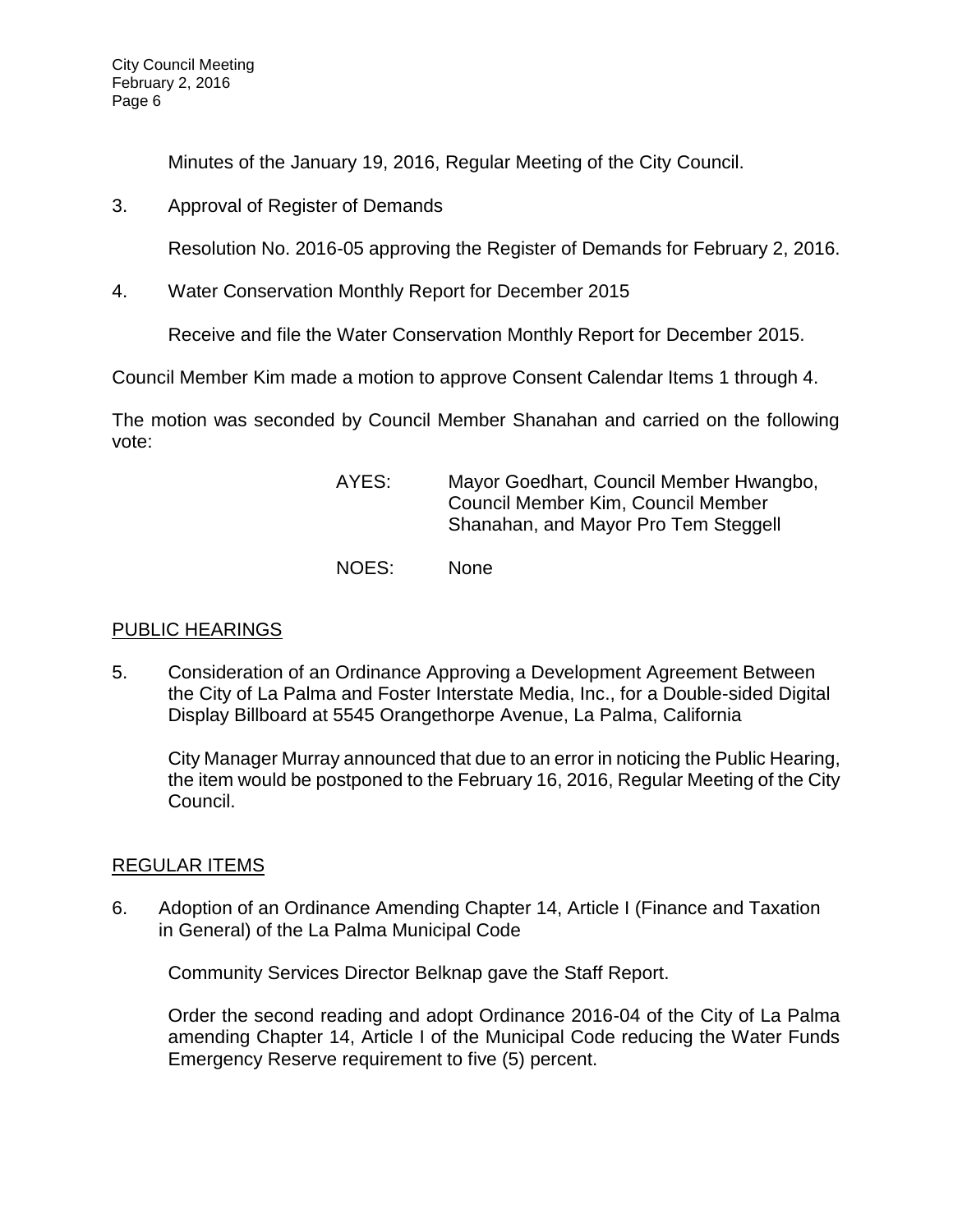Minutes of the January 19, 2016, Regular Meeting of the City Council.

3. Approval of Register of Demands

   Resolution No. 2016-05 approving the Register of Demands for February 2, 2016.

4. Water Conservation Monthly Report for December 2015

   Receive and file the Water Conservation Monthly Report for December 2015.

Council Member Kim made a motion to approve Consent Calendar Items 1 through 4.

The motion was seconded by Council Member Shanahan and carried on the following vote:

AYES: Mayor Goedhart, Council Member Hwangbo, Council Member Kim, Council Member Shanahan, and Mayor Pro Tem Steggell

NOES: None

## PUBLIC HEARINGS

5. Consideration of an Ordinance Approving a Development Agreement Between the City of La Palma and Foster Interstate Media, Inc., for a Double-sided Digital Display Billboard at 5545 Orangethorpe Avenue, La Palma, California

   City Manager Murray announced that due to an error in noticing the Public Hearing, the item would be postponed to the February 16, 2016, Regular Meeting of the City Council.

## REGULAR ITEMS

6. Adoption of an Ordinance Amending Chapter 14, Article I (Finance and Taxation in General) of the La Palma Municipal Code

   Community Services Director Belknap gave the Staff Report.

   Order the second reading and adopt Ordinance 2016-04 of the City of La Palma amending Chapter 14, Article I of the Municipal Code reducing the Water Funds Emergency Reserve requirement to five (5) percent.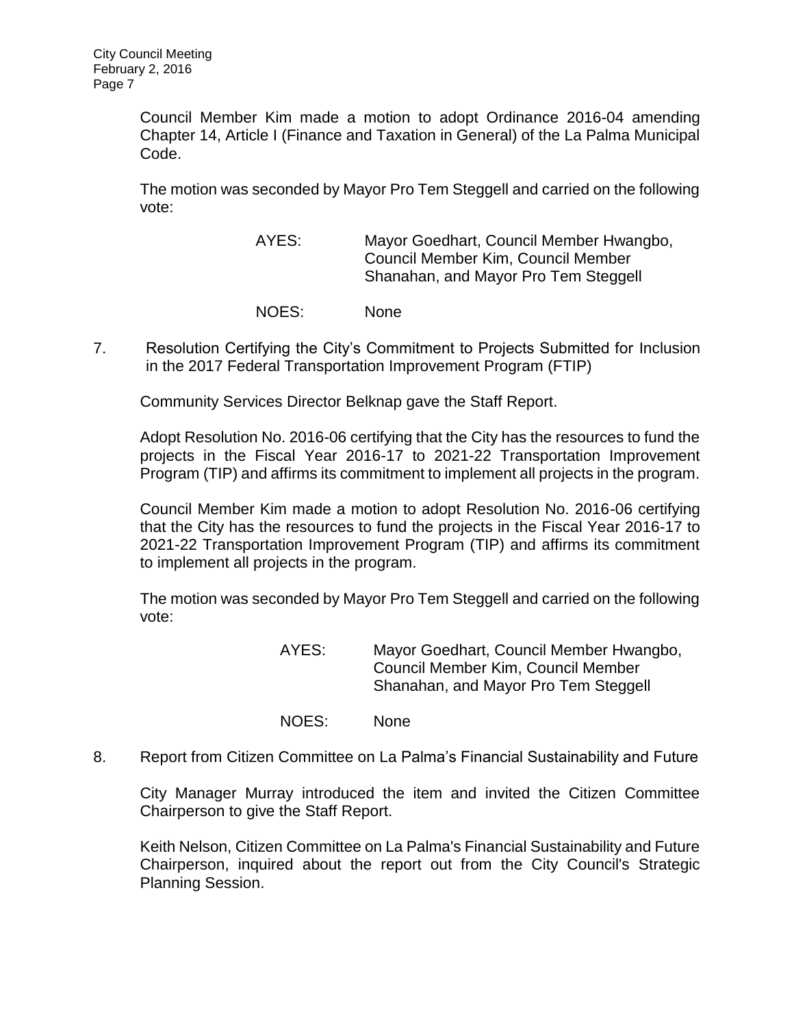Council Member Kim made a motion to adopt Ordinance 2016-04 amending Chapter 14, Article I (Finance and Taxation in General) of the La Palma Municipal Code.

The motion was seconded by Mayor Pro Tem Steggell and carried on the following vote:

AYES: Mayor Goedhart, Council Member Hwangbo, Council Member Kim, Council Member Shanahan, and Mayor Pro Tem Steggell

NOES: None

7. Resolution Certifying the City's Commitment to Projects Submitted for Inclusion in the 2017 Federal Transportation Improvement Program (FTIP)

Community Services Director Belknap gave the Staff Report.

Adopt Resolution No. 2016-06 certifying that the City has the resources to fund the projects in the Fiscal Year 2016-17 to 2021-22 Transportation Improvement Program (TIP) and affirms its commitment to implement all projects in the program.

Council Member Kim made a motion to adopt Resolution No. 2016-06 certifying that the City has the resources to fund the projects in the Fiscal Year 2016-17 to 2021-22 Transportation Improvement Program (TIP) and affirms its commitment to implement all projects in the program.

The motion was seconded by Mayor Pro Tem Steggell and carried on the following vote:

AYES: Mayor Goedhart, Council Member Hwangbo, Council Member Kim, Council Member Shanahan, and Mayor Pro Tem Steggell

NOES: None

8. Report from Citizen Committee on La Palma's Financial Sustainability and Future

City Manager Murray introduced the item and invited the Citizen Committee Chairperson to give the Staff Report.

Keith Nelson, Citizen Committee on La Palma's Financial Sustainability and Future Chairperson, inquired about the report out from the City Council's Strategic Planning Session.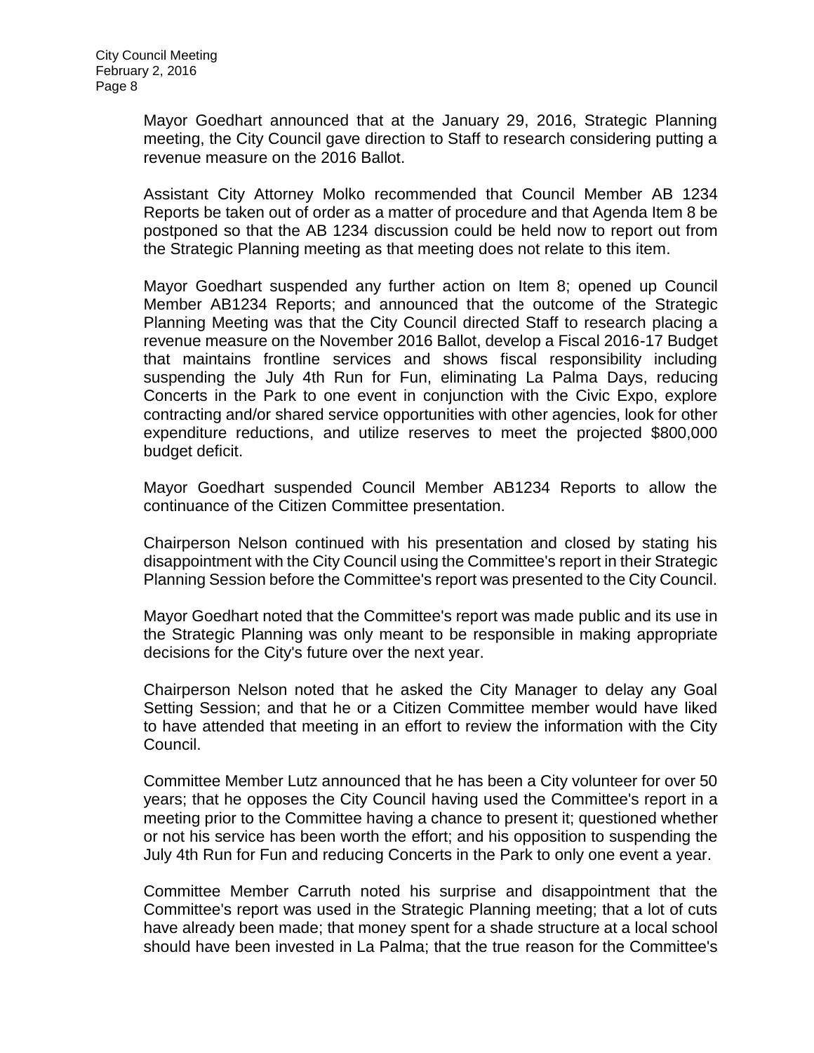Mayor Goedhart announced that at the January 29, 2016, Strategic Planning meeting, the City Council gave direction to Staff to research considering putting a revenue measure on the 2016 Ballot.

Assistant City Attorney Molko recommended that Council Member AB 1234 Reports be taken out of order as a matter of procedure and that Agenda Item 8 be postponed so that the AB 1234 discussion could be held now to report out from the Strategic Planning meeting as that meeting does not relate to this item.

Mayor Goedhart suspended any further action on Item 8; opened up Council Member AB1234 Reports; and announced that the outcome of the Strategic Planning Meeting was that the City Council directed Staff to research placing a revenue measure on the November 2016 Ballot, develop a Fiscal 2016-17 Budget that maintains frontline services and shows fiscal responsibility including suspending the July 4th Run for Fun, eliminating La Palma Days, reducing Concerts in the Park to one event in conjunction with the Civic Expo, explore contracting and/or shared service opportunities with other agencies, look for other expenditure reductions, and utilize reserves to meet the projected $800,000 budget deficit.

Mayor Goedhart suspended Council Member AB1234 Reports to allow the continuance of the Citizen Committee presentation.

Chairperson Nelson continued with his presentation and closed by stating his disappointment with the City Council using the Committee's report in their Strategic Planning Session before the Committee's report was presented to the City Council.

Mayor Goedhart noted that the Committee's report was made public and its use in the Strategic Planning was only meant to be responsible in making appropriate decisions for the City's future over the next year.

Chairperson Nelson noted that he asked the City Manager to delay any Goal Setting Session; and that he or a Citizen Committee member would have liked to have attended that meeting in an effort to review the information with the City Council.

Committee Member Lutz announced that he has been a City volunteer for over 50 years; that he opposes the City Council having used the Committee's report in a meeting prior to the Committee having a chance to present it; questioned whether or not his service has been worth the effort; and his opposition to suspending the July 4th Run for Fun and reducing Concerts in the Park to only one event a year.

Committee Member Carruth noted his surprise and disappointment that the Committee's report was used in the Strategic Planning meeting; that a lot of cuts have already been made; that money spent for a shade structure at a local school should have been invested in La Palma; that the true reason for the Committee's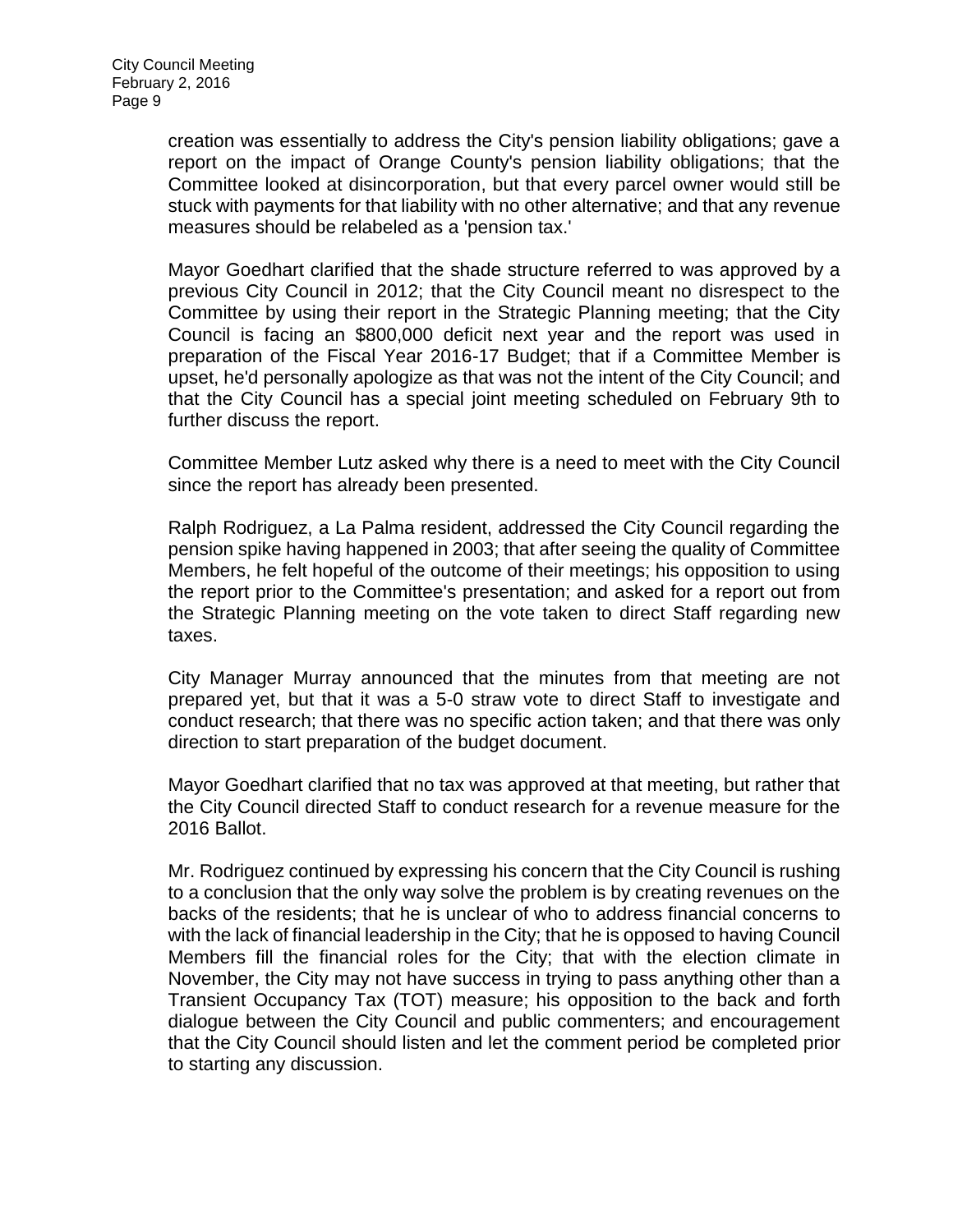creation was essentially to address the City's pension liability obligations; gave a report on the impact of Orange County's pension liability obligations; that the Committee looked at disincorporation, but that every parcel owner would still be stuck with payments for that liability with no other alternative; and that any revenue measures should be relabeled as a 'pension tax.'

Mayor Goedhart clarified that the shade structure referred to was approved by a previous City Council in 2012; that the City Council meant no disrespect to the Committee by using their report in the Strategic Planning meeting; that the City Council is facing an $800,000 deficit next year and the report was used in preparation of the Fiscal Year 2016-17 Budget; that if a Committee Member is upset, he'd personally apologize as that was not the intent of the City Council; and that the City Council has a special joint meeting scheduled on February 9th to further discuss the report.

Committee Member Lutz asked why there is a need to meet with the City Council since the report has already been presented.

Ralph Rodriguez, a La Palma resident, addressed the City Council regarding the pension spike having happened in 2003; that after seeing the quality of Committee Members, he felt hopeful of the outcome of their meetings; his opposition to using the report prior to the Committee's presentation; and asked for a report out from the Strategic Planning meeting on the vote taken to direct Staff regarding new taxes.

City Manager Murray announced that the minutes from that meeting are not prepared yet, but that it was a 5-0 straw vote to direct Staff to investigate and conduct research; that there was no specific action taken; and that there was only direction to start preparation of the budget document.

Mayor Goedhart clarified that no tax was approved at that meeting, but rather that the City Council directed Staff to conduct research for a revenue measure for the 2016 Ballot.

Mr. Rodriguez continued by expressing his concern that the City Council is rushing to a conclusion that the only way solve the problem is by creating revenues on the backs of the residents; that he is unclear of who to address financial concerns to with the lack of financial leadership in the City; that he is opposed to having Council Members fill the financial roles for the City; that with the election climate in November, the City may not have success in trying to pass anything other than a Transient Occupancy Tax (TOT) measure; his opposition to the back and forth dialogue between the City Council and public commenters; and encouragement that the City Council should listen and let the comment period be completed prior to starting any discussion.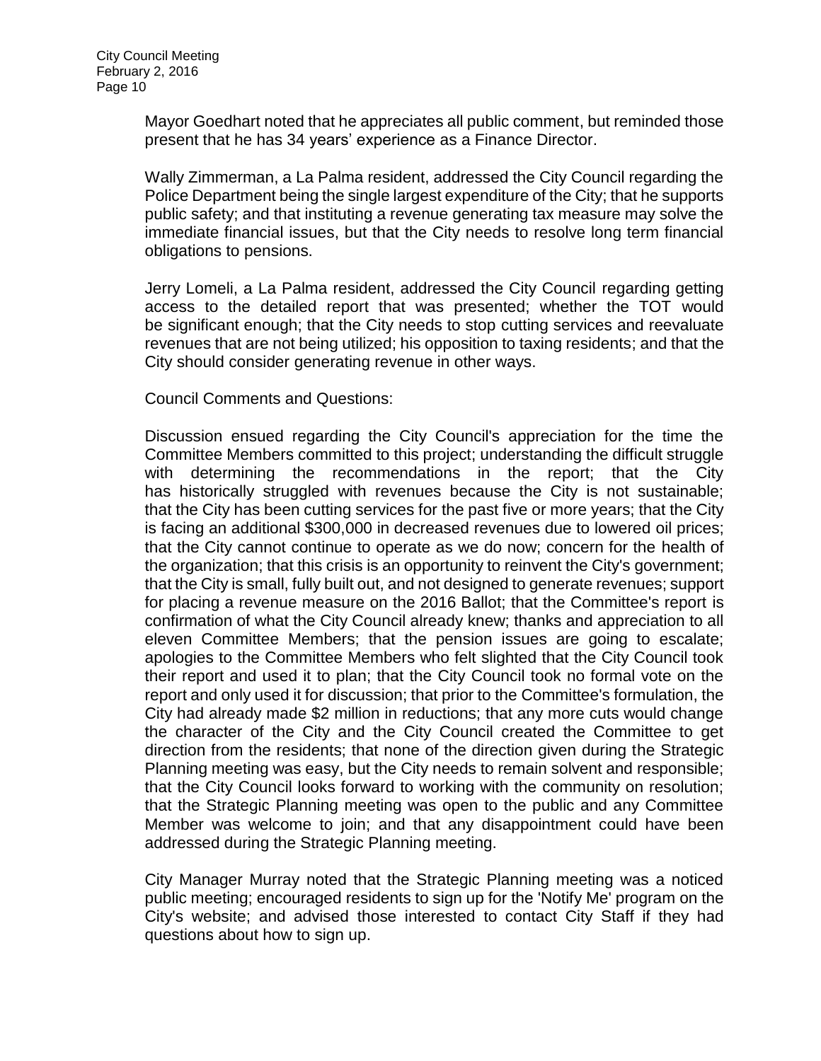Mayor Goedhart noted that he appreciates all public comment, but reminded those present that he has 34 years' experience as a Finance Director.

Wally Zimmerman, a La Palma resident, addressed the City Council regarding the Police Department being the single largest expenditure of the City; that he supports public safety; and that instituting a revenue generating tax measure may solve the immediate financial issues, but that the City needs to resolve long term financial obligations to pensions.

Jerry Lomeli, a La Palma resident, addressed the City Council regarding getting access to the detailed report that was presented; whether the TOT would be significant enough; that the City needs to stop cutting services and reevaluate revenues that are not being utilized; his opposition to taxing residents; and that the City should consider generating revenue in other ways.

Council Comments and Questions:

Discussion ensued regarding the City Council's appreciation for the time the Committee Members committed to this project; understanding the difficult struggle with determining the recommendations in the report; that the City has historically struggled with revenues because the City is not sustainable; that the City has been cutting services for the past five or more years; that the City is facing an additional $300,000 in decreased revenues due to lowered oil prices; that the City cannot continue to operate as we do now; concern for the health of the organization; that this crisis is an opportunity to reinvent the City's government; that the City is small, fully built out, and not designed to generate revenues; support for placing a revenue measure on the 2016 Ballot; that the Committee's report is confirmation of what the City Council already knew; thanks and appreciation to all eleven Committee Members; that the pension issues are going to escalate; apologies to the Committee Members who felt slighted that the City Council took their report and used it to plan; that the City Council took no formal vote on the report and only used it for discussion; that prior to the Committee's formulation, the City had already made $2 million in reductions; that any more cuts would change the character of the City and the City Council created the Committee to get direction from the residents; that none of the direction given during the Strategic Planning meeting was easy, but the City needs to remain solvent and responsible; that the City Council looks forward to working with the community on resolution; that the Strategic Planning meeting was open to the public and any Committee Member was welcome to join; and that any disappointment could have been addressed during the Strategic Planning meeting.

City Manager Murray noted that the Strategic Planning meeting was a noticed public meeting; encouraged residents to sign up for the 'Notify Me' program on the City's website; and advised those interested to contact City Staff if they had questions about how to sign up.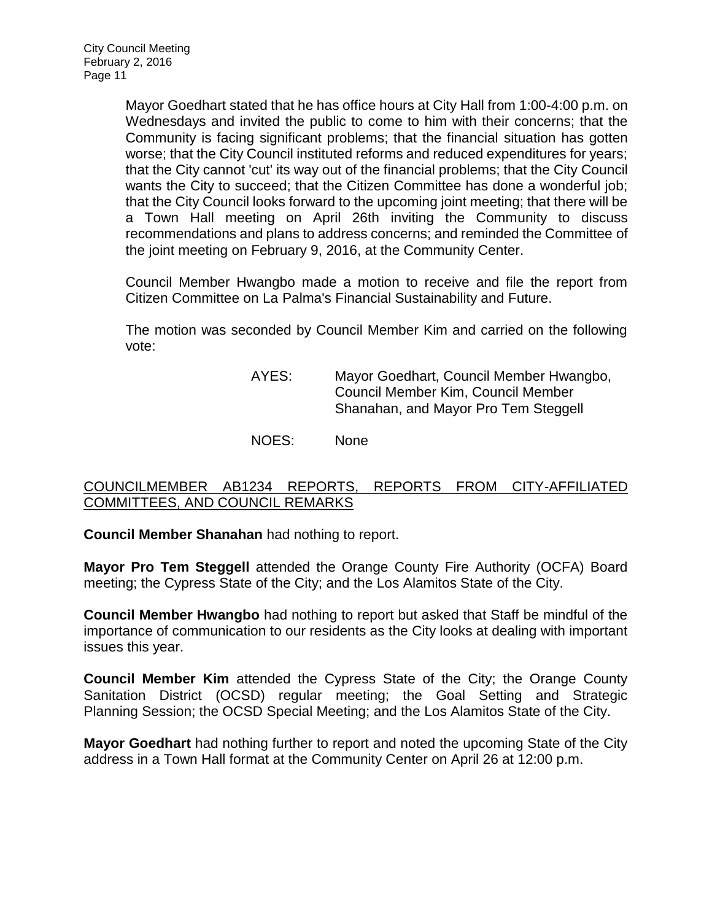Mayor Goedhart stated that he has office hours at City Hall from 1:00-4:00 p.m. on Wednesdays and invited the public to come to him with their concerns; that the Community is facing significant problems; that the financial situation has gotten worse; that the City Council instituted reforms and reduced expenditures for years; that the City cannot 'cut' its way out of the financial problems; that the City Council wants the City to succeed; that the Citizen Committee has done a wonderful job; that the City Council looks forward to the upcoming joint meeting; that there will be a Town Hall meeting on April 26th inviting the Community to discuss recommendations and plans to address concerns; and reminded the Committee of the joint meeting on February 9, 2016, at the Community Center.

Council Member Hwangbo made a motion to receive and file the report from Citizen Committee on La Palma's Financial Sustainability and Future.

The motion was seconded by Council Member Kim and carried on the following vote:

AYES: Mayor Goedhart, Council Member Hwangbo, Council Member Kim, Council Member Shanahan, and Mayor Pro Tem Steggell

NOES: None

## COUNCILMEMBER AB1234 REPORTS, REPORTS FROM CITY-AFFILIATED COMMITTEES, AND COUNCIL REMARKS

**Council Member Shanahan** had nothing to report.

**Mayor Pro Tem Steggell** attended the Orange County Fire Authority (OCFA) Board meeting; the Cypress State of the City; and the Los Alamitos State of the City.

**Council Member Hwangbo** had nothing to report but asked that Staff be mindful of the importance of communication to our residents as the City looks at dealing with important issues this year.

**Council Member Kim** attended the Cypress State of the City; the Orange County Sanitation District (OCSD) regular meeting; the Goal Setting and Strategic Planning Session; the OCSD Special Meeting; and the Los Alamitos State of the City.

**Mayor Goedhart** had nothing further to report and noted the upcoming State of the City address in a Town Hall format at the Community Center on April 26 at 12:00 p.m.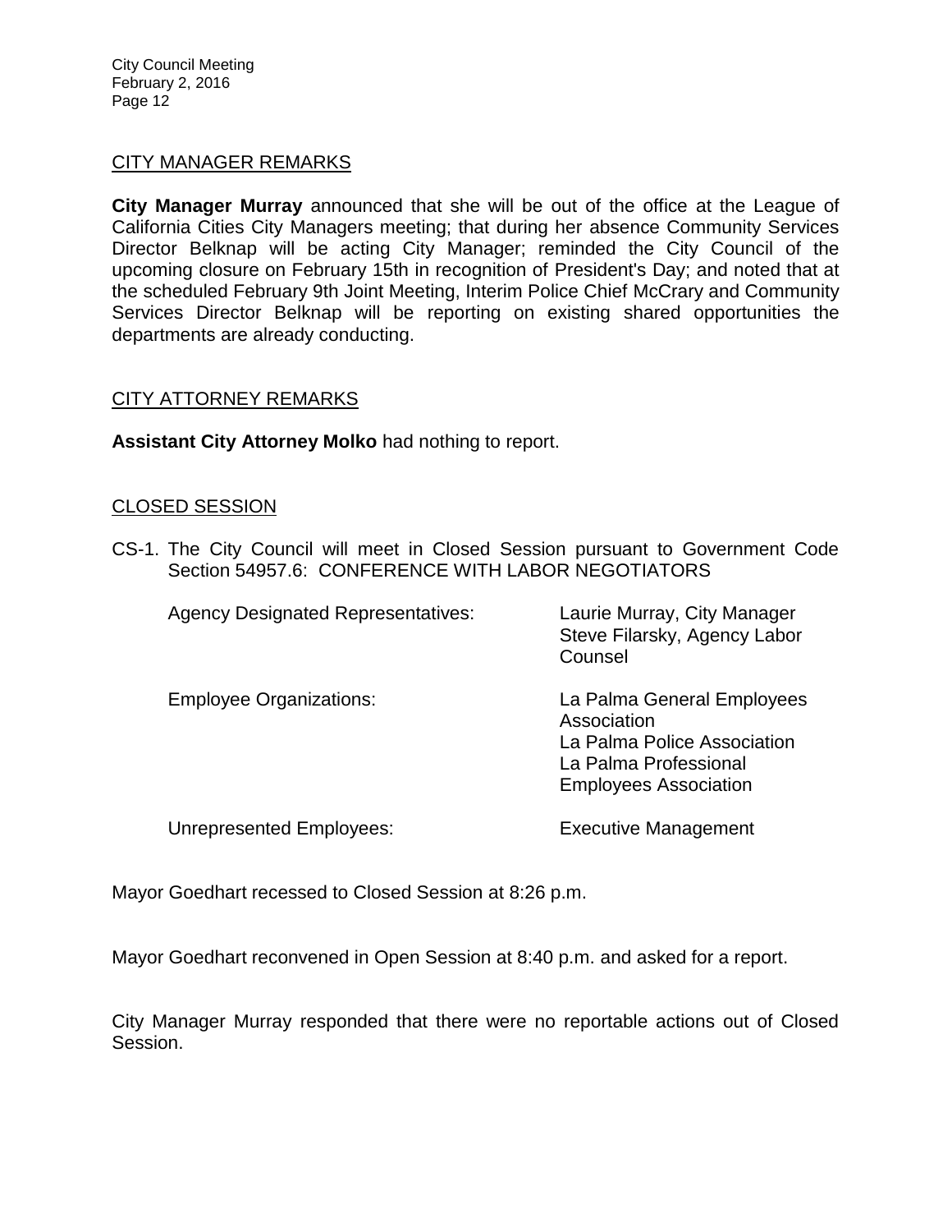## CITY MANAGER REMARKS

**City Manager Murray** announced that she will be out of the office at the League of California Cities City Managers meeting; that during her absence Community Services Director Belknap will be acting City Manager; reminded the City Council of the upcoming closure on February 15th in recognition of President's Day; and noted that at the scheduled February 9th Joint Meeting, Interim Police Chief McCrary and Community Services Director Belknap will be reporting on existing shared opportunities the departments are already conducting.

## CITY ATTORNEY REMARKS

**Assistant City Attorney Molko** had nothing to report.

## CLOSED SESSION

CS-1. The City Council will meet in Closed Session pursuant to Government Code Section 54957.6: CONFERENCE WITH LABOR NEGOTIATORS

| | |
|---|---|
| Agency Designated Representatives: | Laurie Murray, City Manager<br>Steve Filarsky, Agency Labor Counsel |
| Employee Organizations: | La Palma General Employees Association<br>La Palma Police Association<br>La Palma Professional Employees Association |
| Unrepresented Employees: | Executive Management |

Mayor Goedhart recessed to Closed Session at 8:26 p.m.

Mayor Goedhart reconvened in Open Session at 8:40 p.m. and asked for a report.

City Manager Murray responded that there were no reportable actions out of Closed Session.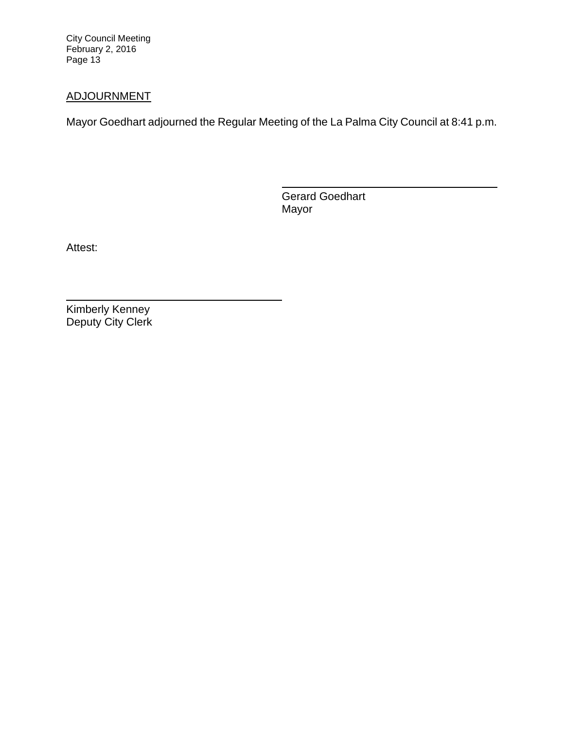## ADJOURNMENT

Mayor Goedhart adjourned the Regular Meeting of the La Palma City Council at 8:41 p.m.

\_\_\_\_\_\_\_\_\_\_\_\_\_\_\_\_\_\_\_\_\_\_\_\_\_\_\_\_\_\_\_\_\_\_\_\_

Gerard Goedhart
Mayor

Attest:

\_\_\_\_\_\_\_\_\_\_\_\_\_\_\_\_\_\_\_\_\_\_\_\_\_\_\_\_\_\_\_\_\_\_\_\_

Kimberly Kenney
Deputy City Clerk